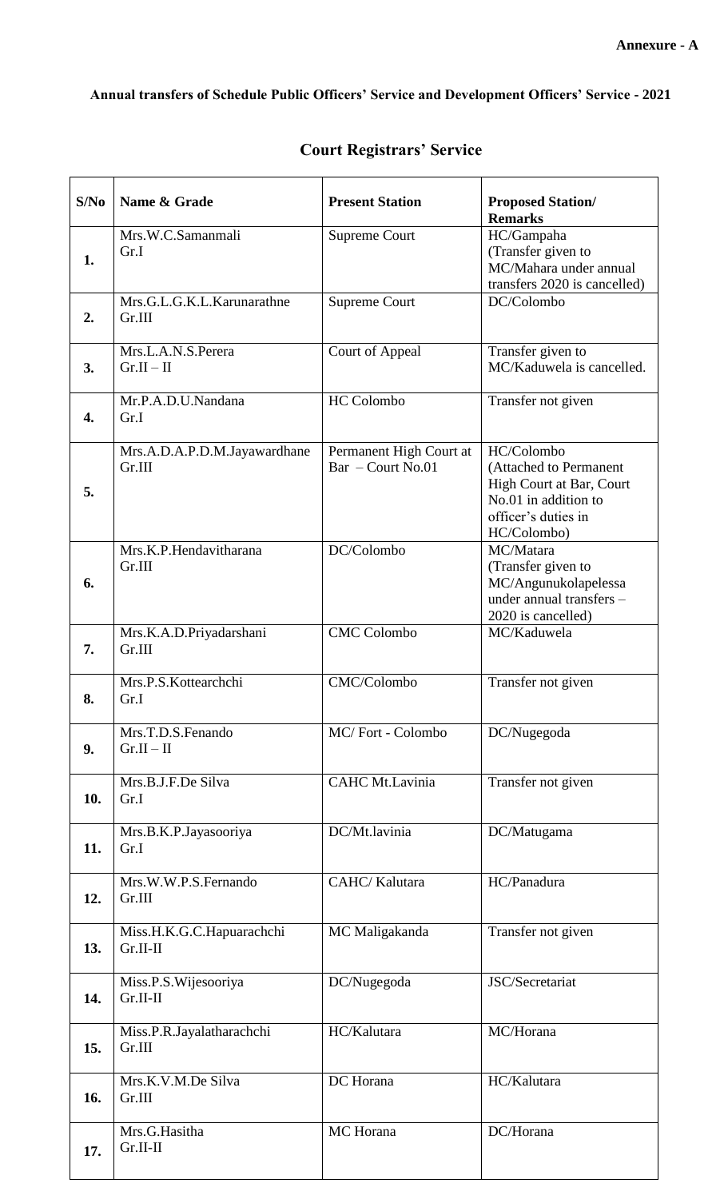**Annexure - A**

**Annual transfers of Schedule Public Officers' Service and Development Officers' Service - 2021**

## Court Registrars' Service

| S/No | Name & Grade | Present Station | Proposed Station/ Remarks |
|---|---|---|---|
| 1. | Mrs.W.C.Samanmali Gr.I | Supreme Court | HC/Gampaha (Transfer given to MC/Mahara under annual transfers 2020 is cancelled) |
| 2. | Mrs.G.L.G.K.L.Karunarathne Gr.III | Supreme Court | DC/Colombo |
| 3. | Mrs.L.A.N.S.Perera Gr.II – II | Court of Appeal | Transfer given to MC/Kaduwela is cancelled. |
| 4. | Mr.P.A.D.U.Nandana Gr.I | HC Colombo | Transfer not given |
| 5. | Mrs.A.D.A.P.D.M.Jayawardhane Gr.III | Permanent High Court at Bar – Court No.01 | HC/Colombo (Attached to Permanent High Court at Bar, Court No.01 in addition to officer's duties in HC/Colombo) |
| 6. | Mrs.K.P.Hendavitharana Gr.III | DC/Colombo | MC/Matara (Transfer given to MC/Angunukolapelessa under annual transfers – 2020 is cancelled) |
| 7. | Mrs.K.A.D.Priyadarshani Gr.III | CMC Colombo | MC/Kaduwela |
| 8. | Mrs.P.S.Kottearchchi Gr.I | CMC/Colombo | Transfer not given |
| 9. | Mrs.T.D.S.Fenando Gr.II – II | MC/ Fort - Colombo | DC/Nugegoda |
| 10. | Mrs.B.J.F.De Silva Gr.I | CAHC Mt.Lavinia | Transfer not given |
| 11. | Mrs.B.K.P.Jayasooriya Gr.I | DC/Mt.lavinia | DC/Matugama |
| 12. | Mrs.W.W.P.S.Fernando Gr.III | CAHC/ Kalutara | HC/Panadura |
| 13. | Miss.H.K.G.C.Hapuarachchi Gr.II-II | MC Maligakanda | Transfer not given |
| 14. | Miss.P.S.Wijesooriya Gr.II-II | DC/Nugegoda | JSC/Secretariat |
| 15. | Miss.P.R.Jayalatharachchi Gr.III | HC/Kalutara | MC/Horana |
| 16. | Mrs.K.V.M.De Silva Gr.III | DC Horana | HC/Kalutara |
| 17. | Mrs.G.Hasitha Gr.II-II | MC Horana | DC/Horana |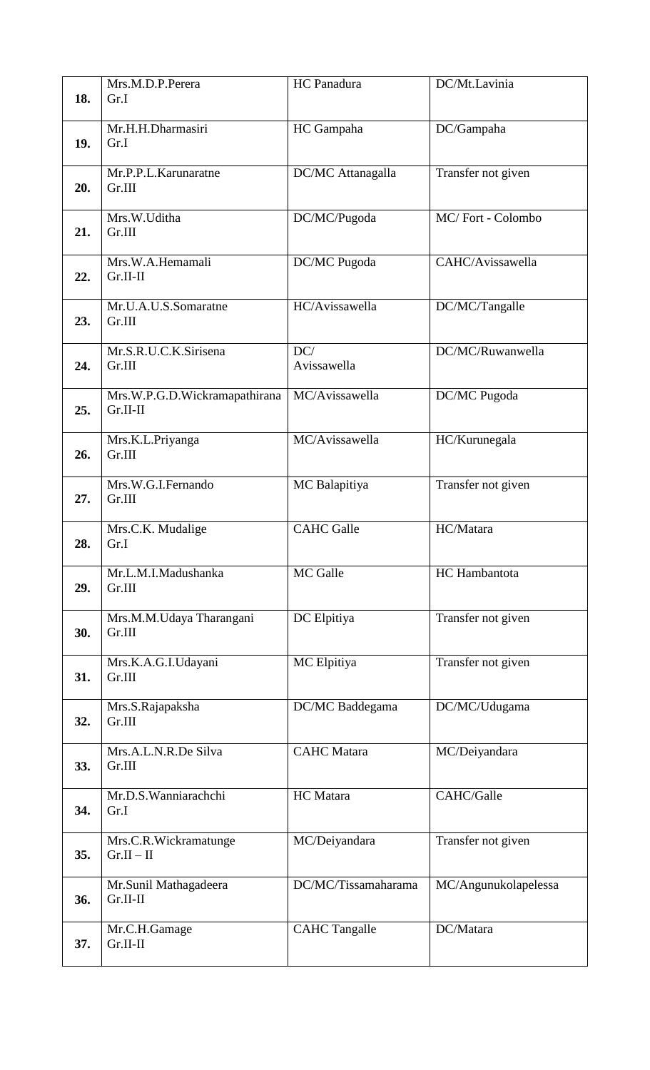| | | | |
|---|---|---|---|
| **18.** | Mrs.M.D.P.Perera<br>Gr.I | HC Panadura | DC/Mt.Lavinia |
| **19.** | Mr.H.H.Dharmasiri<br>Gr.I | HC Gampaha | DC/Gampaha |
| **20.** | Mr.P.P.L.Karunaratne<br>Gr.III | DC/MC Attanagalla | Transfer not given |
| **21.** | Mrs.W.Uditha<br>Gr.III | DC/MC/Pugoda | MC/ Fort - Colombo |
| **22.** | Mrs.W.A.Hemamali<br>Gr.II-II | DC/MC Pugoda | CAHC/Avissawella |
| **23.** | Mr.U.A.U.S.Somaratne<br>Gr.III | HC/Avissawella | DC/MC/Tangalle |
| **24.** | Mr.S.R.U.C.K.Sirisena<br>Gr.III | DC/<br>Avissawella | DC/MC/Ruwanwella |
| **25.** | Mrs.W.P.G.D.Wickramapathirana<br>Gr.II-II | MC/Avissawella | DC/MC Pugoda |
| **26.** | Mrs.K.L.Priyanga<br>Gr.III | MC/Avissawella | HC/Kurunegala |
| **27.** | Mrs.W.G.I.Fernando<br>Gr.III | MC Balapitiya | Transfer not given |
| **28.** | Mrs.C.K. Mudalige<br>Gr.I | CAHC Galle | HC/Matara |
| **29.** | Mr.L.M.I.Madushanka<br>Gr.III | MC Galle | HC Hambantota |
| **30.** | Mrs.M.M.Udaya Tharangani<br>Gr.III | DC Elpitiya | Transfer not given |
| **31.** | Mrs.K.A.G.I.Udayani<br>Gr.III | MC Elpitiya | Transfer not given |
| **32.** | Mrs.S.Rajapaksha<br>Gr.III | DC/MC Baddegama | DC/MC/Udugama |
| **33.** | Mrs.A.L.N.R.De Silva<br>Gr.III | CAHC Matara | MC/Deiyandara |
| **34.** | Mr.D.S.Wanniarachchi<br>Gr.I | HC Matara | CAHC/Galle |
| **35.** | Mrs.C.R.Wickramatunge<br>Gr.II – II | MC/Deiyandara | Transfer not given |
| **36.** | Mr.Sunil Mathagadeera<br>Gr.II-II | DC/MC/Tissamaharama | MC/Angunukolapelessa |
| **37.** | Mr.C.H.Gamage<br>Gr.II-II | CAHC Tangalle | DC/Matara |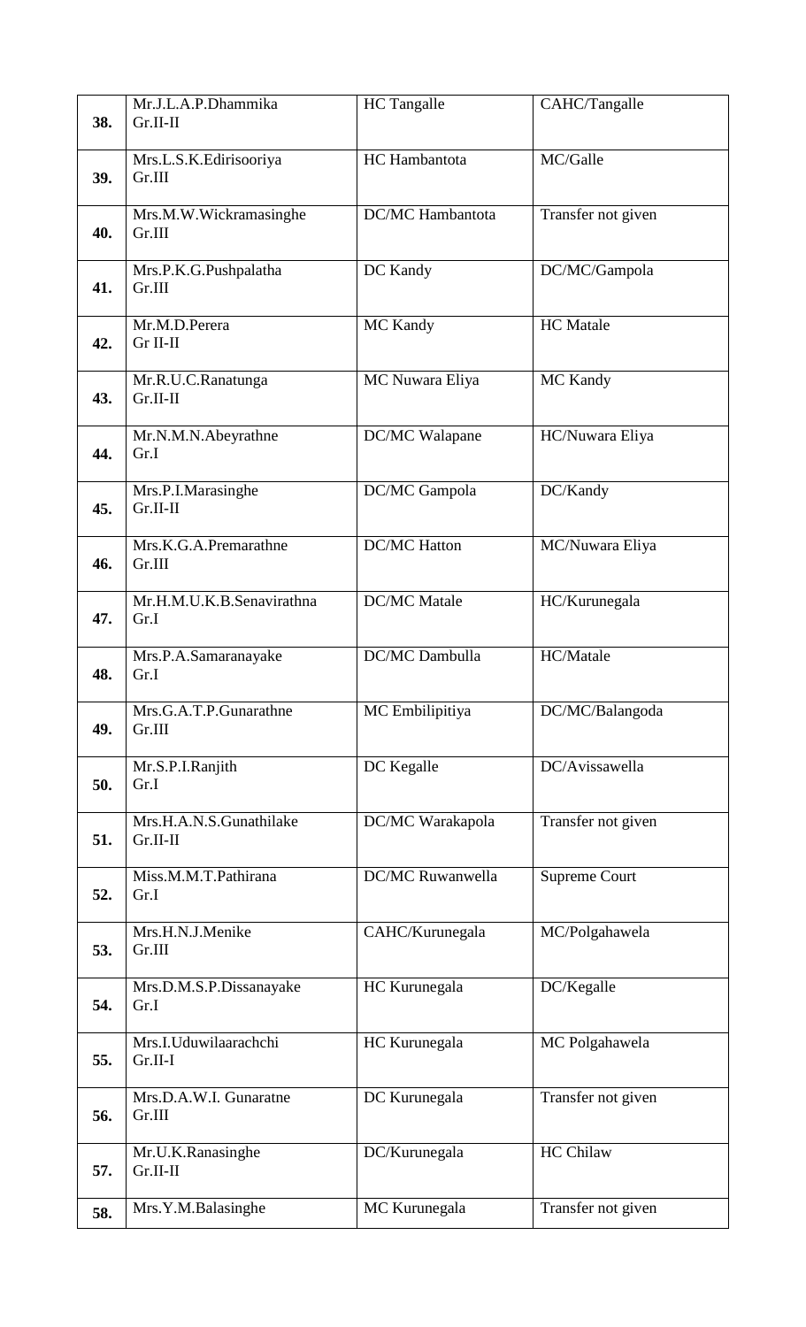| | | | |
|---|---|---|---|
| 38. | Mr.J.L.A.P.Dhammika Gr.II-II | HC Tangalle | CAHC/Tangalle |
| 39. | Mrs.L.S.K.Edirisooriya Gr.III | HC Hambantota | MC/Galle |
| 40. | Mrs.M.W.Wickramasinghe Gr.III | DC/MC Hambantota | Transfer not given |
| 41. | Mrs.P.K.G.Pushpalatha Gr.III | DC Kandy | DC/MC/Gampola |
| 42. | Mr.M.D.Perera Gr II-II | MC Kandy | HC Matale |
| 43. | Mr.R.U.C.Ranatunga Gr.II-II | MC Nuwara Eliya | MC Kandy |
| 44. | Mr.N.M.N.Abeyrathne Gr.I | DC/MC Walapane | HC/Nuwara Eliya |
| 45. | Mrs.P.I.Marasinghe Gr.II-II | DC/MC Gampola | DC/Kandy |
| 46. | Mrs.K.G.A.Premarathne Gr.III | DC/MC Hatton | MC/Nuwara Eliya |
| 47. | Mr.H.M.U.K.B.Senavirathna Gr.I | DC/MC Matale | HC/Kurunegala |
| 48. | Mrs.P.A.Samaranayake Gr.I | DC/MC Dambulla | HC/Matale |
| 49. | Mrs.G.A.T.P.Gunarathne Gr.III | MC Embilipitiya | DC/MC/Balangoda |
| 50. | Mr.S.P.I.Ranjith Gr.I | DC Kegalle | DC/Avissawella |
| 51. | Mrs.H.A.N.S.Gunathilake Gr.II-II | DC/MC Warakapola | Transfer not given |
| 52. | Miss.M.M.T.Pathirana Gr.I | DC/MC Ruwanwella | Supreme Court |
| 53. | Mrs.H.N.J.Menike Gr.III | CAHC/Kurunegala | MC/Polgahawela |
| 54. | Mrs.D.M.S.P.Dissanayake Gr.I | HC Kurunegala | DC/Kegalle |
| 55. | Mrs.I.Uduwilaarachchi Gr.II-I | HC Kurunegala | MC Polgahawela |
| 56. | Mrs.D.A.W.I. Gunaratne Gr.III | DC Kurunegala | Transfer not given |
| 57. | Mr.U.K.Ranasinghe Gr.II-II | DC/Kurunegala | HC Chilaw |
| 58. | Mrs.Y.M.Balasinghe | MC Kurunegala | Transfer not given |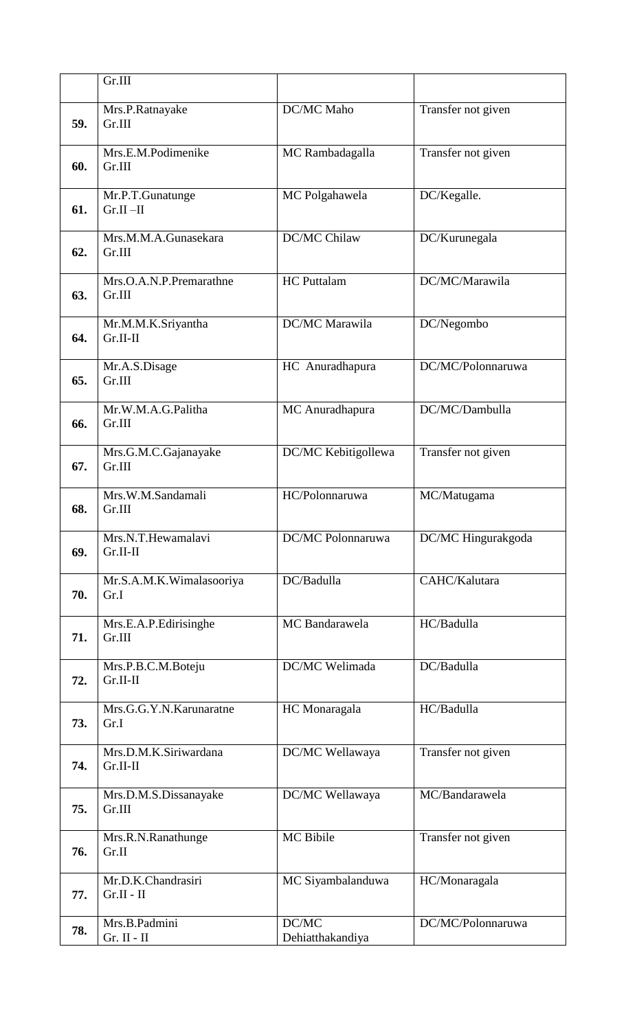| | | | |
|---|---|---|---|
| | Gr.III | | |
| 59. | Mrs.P.Ratnayake Gr.III | DC/MC Maho | Transfer not given |
| 60. | Mrs.E.M.Podimenike Gr.III | MC Rambadagalla | Transfer not given |
| 61. | Mr.P.T.Gunatunge Gr.II –II | MC Polgahawela | DC/Kegalle. |
| 62. | Mrs.M.M.A.Gunasekara Gr.III | DC/MC Chilaw | DC/Kurunegala |
| 63. | Mrs.O.A.N.P.Premarathne Gr.III | HC Puttalam | DC/MC/Marawila |
| 64. | Mr.M.M.K.Sriyantha Gr.II-II | DC/MC Marawila | DC/Negombo |
| 65. | Mr.A.S.Disage Gr.III | HC Anuradhapura | DC/MC/Polonnaruwa |
| 66. | Mr.W.M.A.G.Palitha Gr.III | MC Anuradhapura | DC/MC/Dambulla |
| 67. | Mrs.G.M.C.Gajanayake Gr.III | DC/MC Kebitigollewa | Transfer not given |
| 68. | Mrs.W.M.Sandamali Gr.III | HC/Polonnaruwa | MC/Matugama |
| 69. | Mrs.N.T.Hewamalavi Gr.II-II | DC/MC Polonnaruwa | DC/MC Hingurakgoda |
| 70. | Mr.S.A.M.K.Wimalasooriya Gr.I | DC/Badulla | CAHC/Kalutara |
| 71. | Mrs.E.A.P.Edirisinghe Gr.III | MC Bandarawela | HC/Badulla |
| 72. | Mrs.P.B.C.M.Boteju Gr.II-II | DC/MC Welimada | DC/Badulla |
| 73. | Mrs.G.G.Y.N.Karunaratne Gr.I | HC Monaragala | HC/Badulla |
| 74. | Mrs.D.M.K.Siriwardana Gr.II-II | DC/MC Wellawaya | Transfer not given |
| 75. | Mrs.D.M.S.Dissanayake Gr.III | DC/MC Wellawaya | MC/Bandarawela |
| 76. | Mrs.R.N.Ranathunge Gr.II | MC Bibile | Transfer not given |
| 77. | Mr.D.K.Chandrasiri Gr.II - II | MC Siyambalanduwa | HC/Monaragala |
| 78. | Mrs.B.Padmini Gr. II - II | DC/MC Dehiatthakandiya | DC/MC/Polonnaruwa |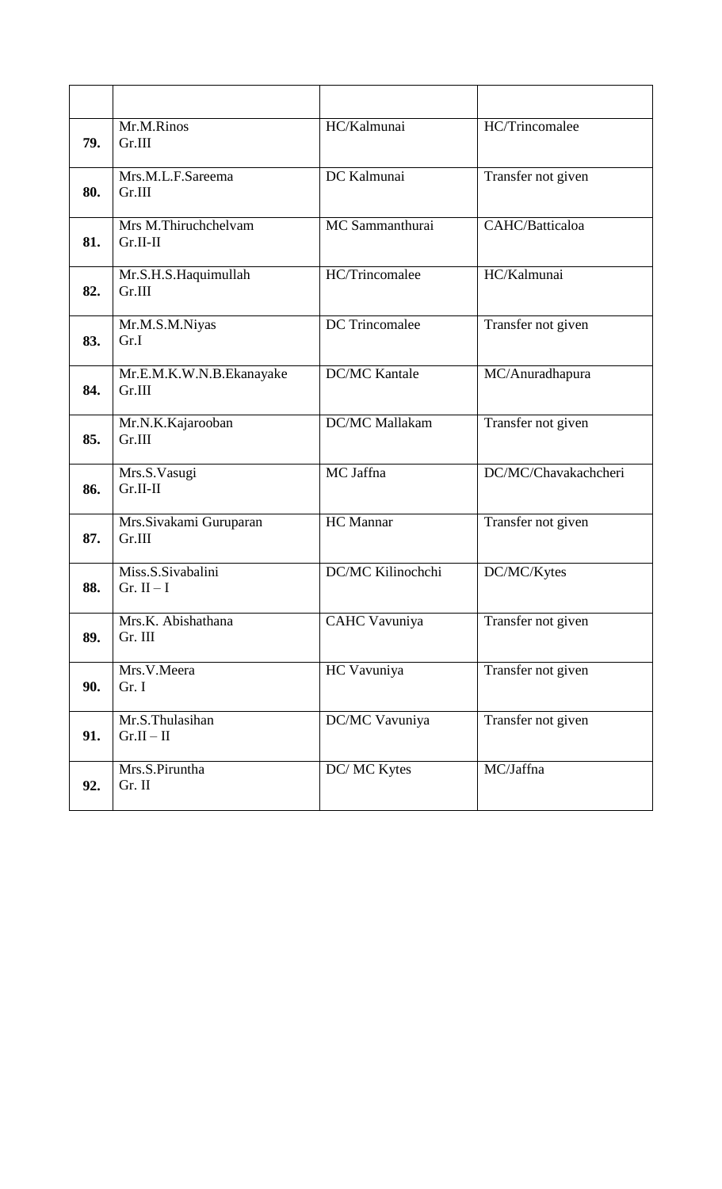| | | | |
|---|---|---|---|
| 79. | Mr.M.Rinos Gr.III | HC/Kalmunai | HC/Trincomalee |
| 80. | Mrs.M.L.F.Sareema Gr.III | DC Kalmunai | Transfer not given |
| 81. | Mrs M.Thiruchchelvam Gr.II-II | MC Sammanthurai | CAHC/Batticaloa |
| 82. | Mr.S.H.S.Haquimullah Gr.III | HC/Trincomalee | HC/Kalmunai |
| 83. | Mr.M.S.M.Niyas Gr.I | DC Trincomalee | Transfer not given |
| 84. | Mr.E.M.K.W.N.B.Ekanayake Gr.III | DC/MC Kantale | MC/Anuradhapura |
| 85. | Mr.N.K.Kajarooban Gr.III | DC/MC Mallakam | Transfer not given |
| 86. | Mrs.S.Vasugi Gr.II-II | MC Jaffna | DC/MC/Chavakachcheri |
| 87. | Mrs.Sivakami Guruparan Gr.III | HC Mannar | Transfer not given |
| 88. | Miss.S.Sivabalini Gr. II – I | DC/MC Kilinochchi | DC/MC/Kytes |
| 89. | Mrs.K. Abishathana Gr. III | CAHC Vavuniya | Transfer not given |
| 90. | Mrs.V.Meera Gr. I | HC Vavuniya | Transfer not given |
| 91. | Mr.S.Thulasihan Gr.II – II | DC/MC Vavuniya | Transfer not given |
| 92. | Mrs.S.Piruntha Gr. II | DC/ MC Kytes | MC/Jaffna |